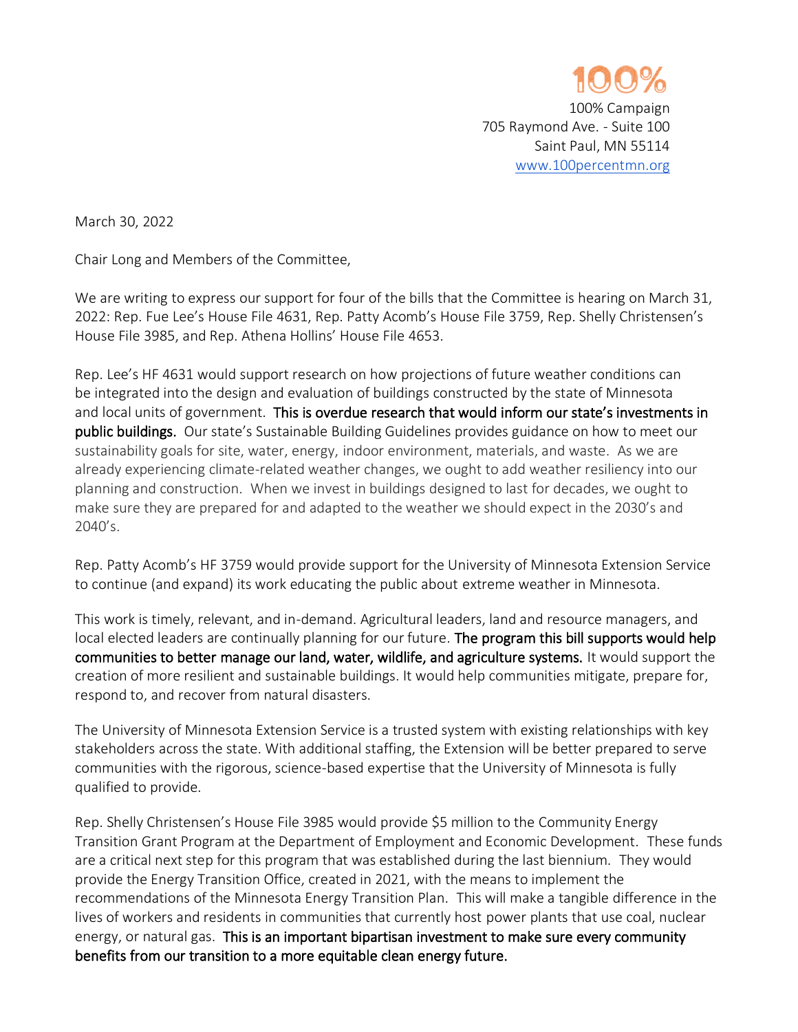100%

100% Campaign
705 Raymond Ave. - Suite 100
Saint Paul, MN 55114
www.100percentmn.org

March 30, 2022

Chair Long and Members of the Committee,

We are writing to express our support for four of the bills that the Committee is hearing on March 31, 2022: Rep. Fue Lee's House File 4631, Rep. Patty Acomb's House File 3759, Rep. Shelly Christensen's House File 3985, and Rep. Athena Hollins' House File 4653.

Rep. Lee's HF 4631 would support research on how projections of future weather conditions can be integrated into the design and evaluation of buildings constructed by the state of Minnesota and local units of government. **This is overdue research that would inform our state's investments in public buildings.** Our state's Sustainable Building Guidelines provides guidance on how to meet our sustainability goals for site, water, energy, indoor environment, materials, and waste. As we are already experiencing climate-related weather changes, we ought to add weather resiliency into our planning and construction. When we invest in buildings designed to last for decades, we ought to make sure they are prepared for and adapted to the weather we should expect in the 2030's and 2040's.

Rep. Patty Acomb's HF 3759 would provide support for the University of Minnesota Extension Service to continue (and expand) its work educating the public about extreme weather in Minnesota.

This work is timely, relevant, and in-demand. Agricultural leaders, land and resource managers, and local elected leaders are continually planning for our future. **The program this bill supports would help communities to better manage our land, water, wildlife, and agriculture systems.** It would support the creation of more resilient and sustainable buildings. It would help communities mitigate, prepare for, respond to, and recover from natural disasters.

The University of Minnesota Extension Service is a trusted system with existing relationships with key stakeholders across the state. With additional staffing, the Extension will be better prepared to serve communities with the rigorous, science-based expertise that the University of Minnesota is fully qualified to provide.

Rep. Shelly Christensen's House File 3985 would provide $5 million to the Community Energy Transition Grant Program at the Department of Employment and Economic Development. These funds are a critical next step for this program that was established during the last biennium. They would provide the Energy Transition Office, created in 2021, with the means to implement the recommendations of the Minnesota Energy Transition Plan. This will make a tangible difference in the lives of workers and residents in communities that currently host power plants that use coal, nuclear energy, or natural gas. **This is an important bipartisan investment to make sure every community benefits from our transition to a more equitable clean energy future.**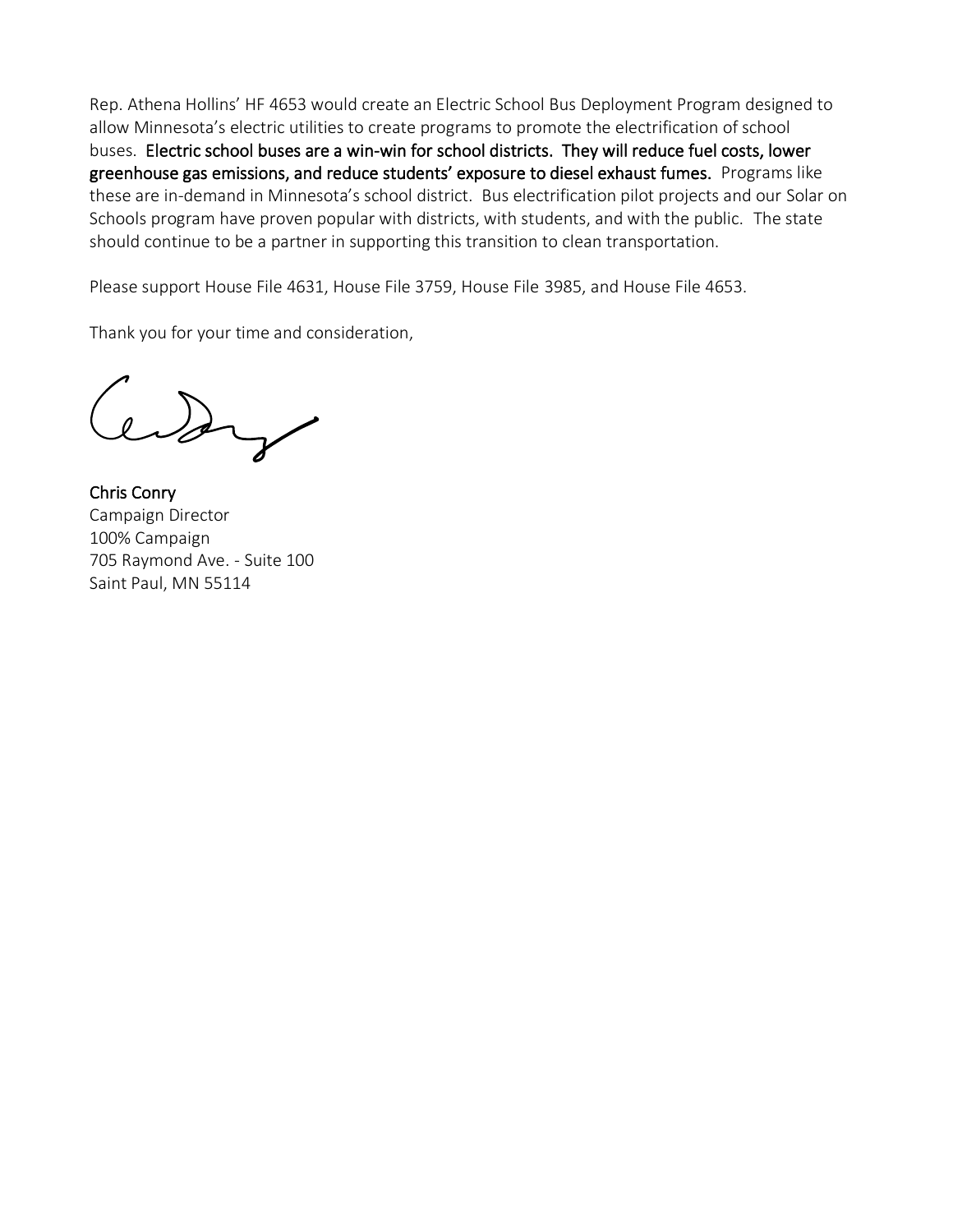Rep. Athena Hollins' HF 4653 would create an Electric School Bus Deployment Program designed to allow Minnesota's electric utilities to create programs to promote the electrification of school buses. **Electric school buses are a win-win for school districts. They will reduce fuel costs, lower greenhouse gas emissions, and reduce students' exposure to diesel exhaust fumes.** Programs like these are in-demand in Minnesota's school district. Bus electrification pilot projects and our Solar on Schools program have proven popular with districts, with students, and with the public. The state should continue to be a partner in supporting this transition to clean transportation.

Please support House File 4631, House File 3759, House File 3985, and House File 4653.

Thank you for your time and consideration,

**Chris Conry**
Campaign Director
100% Campaign
705 Raymond Ave. - Suite 100
Saint Paul, MN 55114